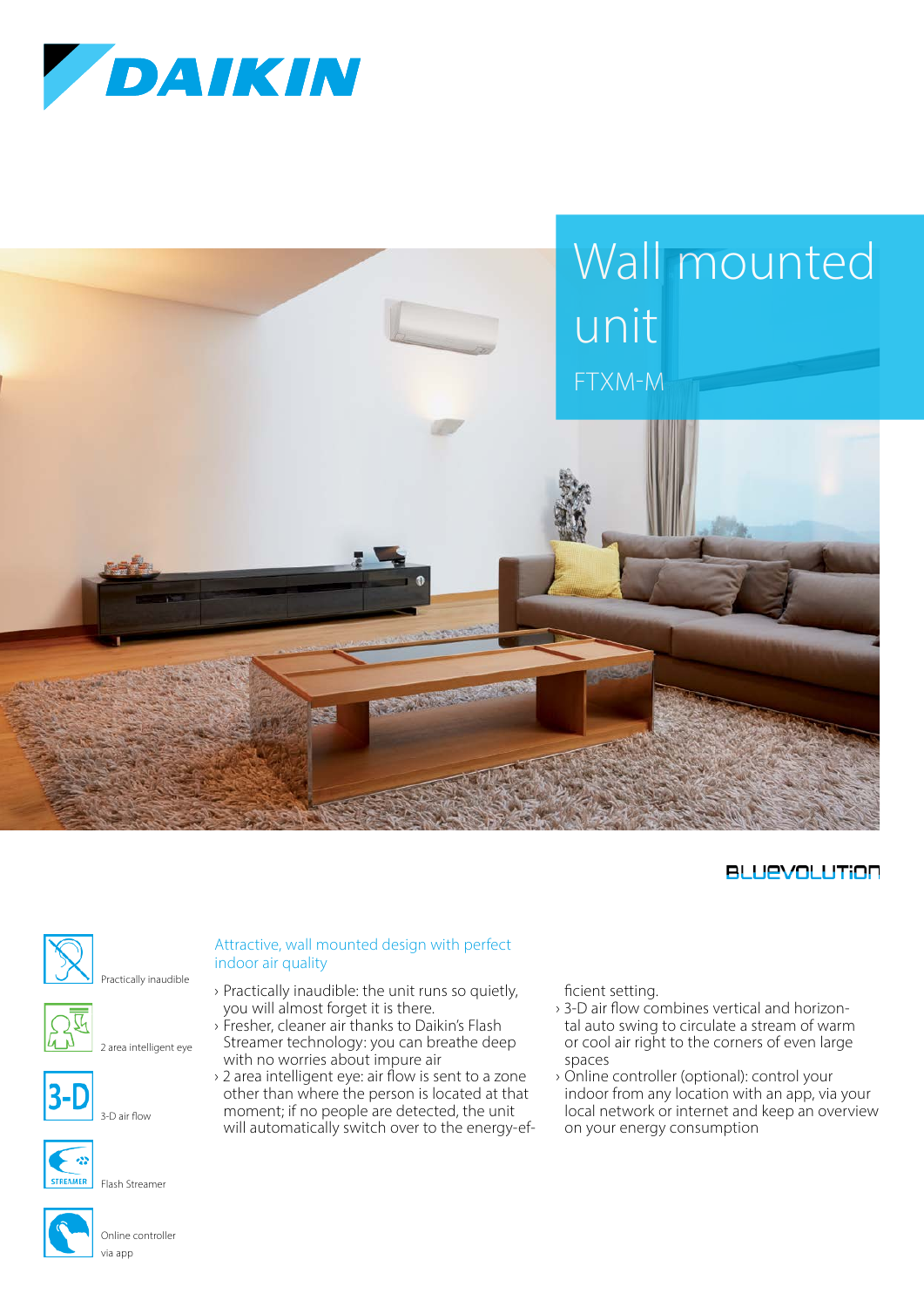# Wall mounted unit

FTXM-M

BLUEVOLUTION

- Practically inaudible
- 2 area intelligent eye
- 3-D air flow
- Flash Streamer
- Online controller via app

## Attractive, wall mounted design with perfect indoor air quality

- Practically inaudible: the unit runs so quietly, you will almost forget it is there.
- Fresher, cleaner air thanks to Daikin's Flash Streamer technology: you can breathe deep with no worries about impure air
- 2 area intelligent eye: air flow is sent to a zone other than where the person is located at that moment; if no people are detected, the unit will automatically switch over to the energy-efficient setting.
- 3-D air flow combines vertical and horizontal auto swing to circulate a stream of warm or cool air right to the corners of even large spaces
- Online controller (optional): control your indoor from any location with an app, via your local network or internet and keep an overview on your energy consumption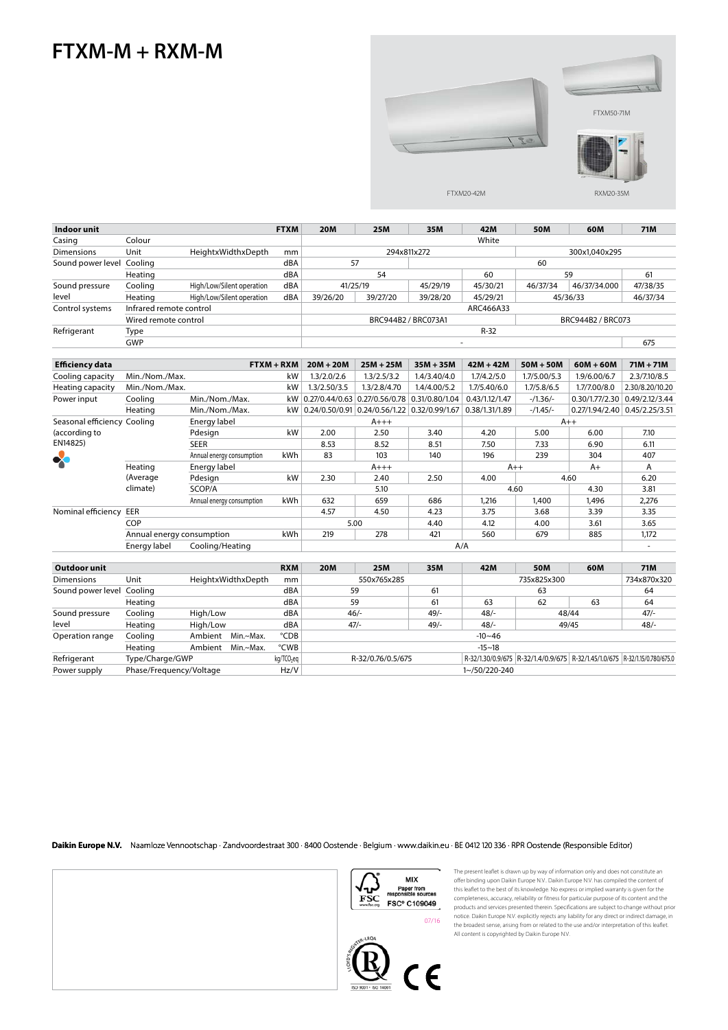# FTXM-M + RXM-M

FTXM50-71M

FTXM20-42M

RXM20-35M

| Indoor unit | | | FTXM | 20M | 25M | 35M | 42M | 50M | 60M | 71M |
|---|---|---|---|---|---|---|---|---|---|---|
| Casing | Colour | | | White | | | | | | |
| Dimensions | Unit | HeightxWidthxDepth | mm | 294x811x272 | | | | 300x1,040x295 | | |
| Sound power level | Cooling | | dBA | 57 | | 60 | | | | 61 |
| | Heating | | dBA | 54 | | | 60 | 59 | | 61 |
| Sound pressure level | Cooling | High/Low/Silent operation | dBA | 41/25/19 | | 45/29/19 | 45/30/21 | 46/37/34 | 46/37/34.000 | 47/38/35 |
| | Heating | High/Low/Silent operation | dBA | 39/26/20 | 39/27/20 | 39/28/20 | 45/29/21 | 45/36/33 | | 46/37/34 |
| Control systems | Infrared remote control | | | ARC466A33 | | | | | | |
| | Wired remote control | | | BRC944B2 / BRC073A1 | | | | BRC944B2 / BRC073 | | |
| Refrigerant | Type | | | R-32 | | | | | | |
| | GWP | | | - | | | | | | 675 |

| Efficiency data | | | FTXM + RXM | 20M + 20M | 25M + 25M | 35M + 35M | 42M + 42M | 50M + 50M | 60M + 60M | 71M + 71M |
|---|---|---|---|---|---|---|---|---|---|---|
| Cooling capacity | Min./Nom./Max. | | kW | 1.3/2.0/2.6 | 1.3/2.5/3.2 | 1.4/3.40/4.0 | 1.7/4.2/5.0 | 1.7/5.00/5.3 | 1.9/6.00/6.7 | 2.3/7.10/8.5 |
| Heating capacity | Min./Nom./Max. | | kW | 1.3/2.50/3.5 | 1.3/2.8/4.70 | 1.4/4.00/5.2 | 1.7/5.40/6.0 | 1.7/5.8/6.5 | 1.7/7.00/8.0 | 2.30/8.20/10.20 |
| Power input | Cooling | Min./Nom./Max. | kW | 0.27/0.44/0.63 | 0.27/0.56/0.78 | 0.31/0.80/1.04 | 0.43/1.12/1.47 | -/1.36/- | 0.30/1.77/2.30 | 0.49/2.12/3.44 |
| | Heating | Min./Nom./Max. | kW | 0.24/0.50/0.91 | 0.24/0.56/1.22 | 0.32/0.99/1.67 | 0.38/1.31/1.89 | -/1.45/- | 0.27/1.94/2.40 | 0.45/2.25/3.51 |
| Seasonal efficiency (according to EN14825) | Cooling | Energy label | | A+++ | | | A++ | | | |
| | | Pdesign | kW | 2.00 | 2.50 | 3.40 | 4.20 | 5.00 | 6.00 | 7.10 |
| | | SEER | | 8.53 | 8.52 | 8.51 | 7.50 | 7.33 | 6.90 | 6.11 |
| | | Annual energy consumption | kWh | 83 | 103 | 140 | 196 | 239 | 304 | 407 |
| | Heating (Average climate) | Energy label | | A+++ | | | A++ | | A+ | A |
| | | Pdesign | kW | 2.30 | 2.40 | 2.50 | 4.00 | 4.60 | | 6.20 |
| | | SCOP/A | | 5.10 | | | 4.60 | | 4.30 | 3.81 |
| | | Annual energy consumption | kWh | 632 | 659 | 686 | 1,216 | 1,400 | 1,496 | 2,276 |
| Nominal efficiency | EER | | | 4.57 | 4.50 | 4.23 | 3.75 | 3.68 | 3.39 | 3.35 |
| | COP | | | 5.00 | | 4.40 | 4.12 | 4.00 | 3.61 | 3.65 |
| | Annual energy consumption | | kWh | 219 | 278 | 421 | 560 | 679 | 885 | 1,172 |
| | Energy label | Cooling/Heating | | A/A | | | | | | - |

| Outdoor unit | | | RXM | 20M | 25M | 35M | 42M | 50M | 60M | 71M |
|---|---|---|---|---|---|---|---|---|---|---|
| Dimensions | Unit | HeightxWidthxDepth | mm | 550x765x285 | | | 735x825x300 | | | 734x870x320 |
| Sound power level | Cooling | | dBA | 59 | | 61 | 63 | | | 64 |
| | Heating | | dBA | 59 | | 61 | 63 | 62 | 63 | 64 |
| Sound pressure level | Cooling | High/Low | dBA | 46/- | | 49/- | 48/- | 48/44 | | 47/- |
| | Heating | High/Low | dBA | 47/- | | 49/- | 48/- | 49/45 | | 48/- |
| Operation range | Cooling | Ambient Min.~Max. | °CDB | -10~46 | | | | | | |
| | Heating | Ambient Min.~Max. | °CWB | -15~18 | | | | | | |
| Refrigerant | Type/Charge/GWP | | kg/TCO₂eq | R-32/0.76/0.5/675 | | | R-32/1.30/0.9/675 | R-32/1.4/0.9/675 | R-32/1.45/1.0/675 | R-32/1.15/0.780/675.0 |
| Power supply | Phase/Frequency/Voltage | | Hz/V | 1~/50/220-240 | | | | | | |

**Daikin Europe N.V.** Naamloze Vennootschap · Zandvoordestraat 300 · 8400 Oostende · Belgium · www.daikin.eu · BE 0412 120 336 · RPR Oostende (Responsible Editor)

MIX Paper from responsible sources FSC® C109049

07/16

The present leaflet is drawn up by way of information only and does not constitute an offer binding upon Daikin Europe N.V.. Daikin Europe N.V. has compiled the content of this leaflet to the best of its knowledge. No express or implied warranty is given for the completeness, accuracy, reliability or fitness for particular purpose of its content and the products and services presented therein. Specifications are subject to change without prior notice. Daikin Europe N.V. explicitly rejects any liability for any direct or indirect damage, in the broadest sense, arising from or related to the use and/or interpretation of this leaflet. All content is copyrighted by Daikin Europe N.V.

ISO 9001 · ISO 14001